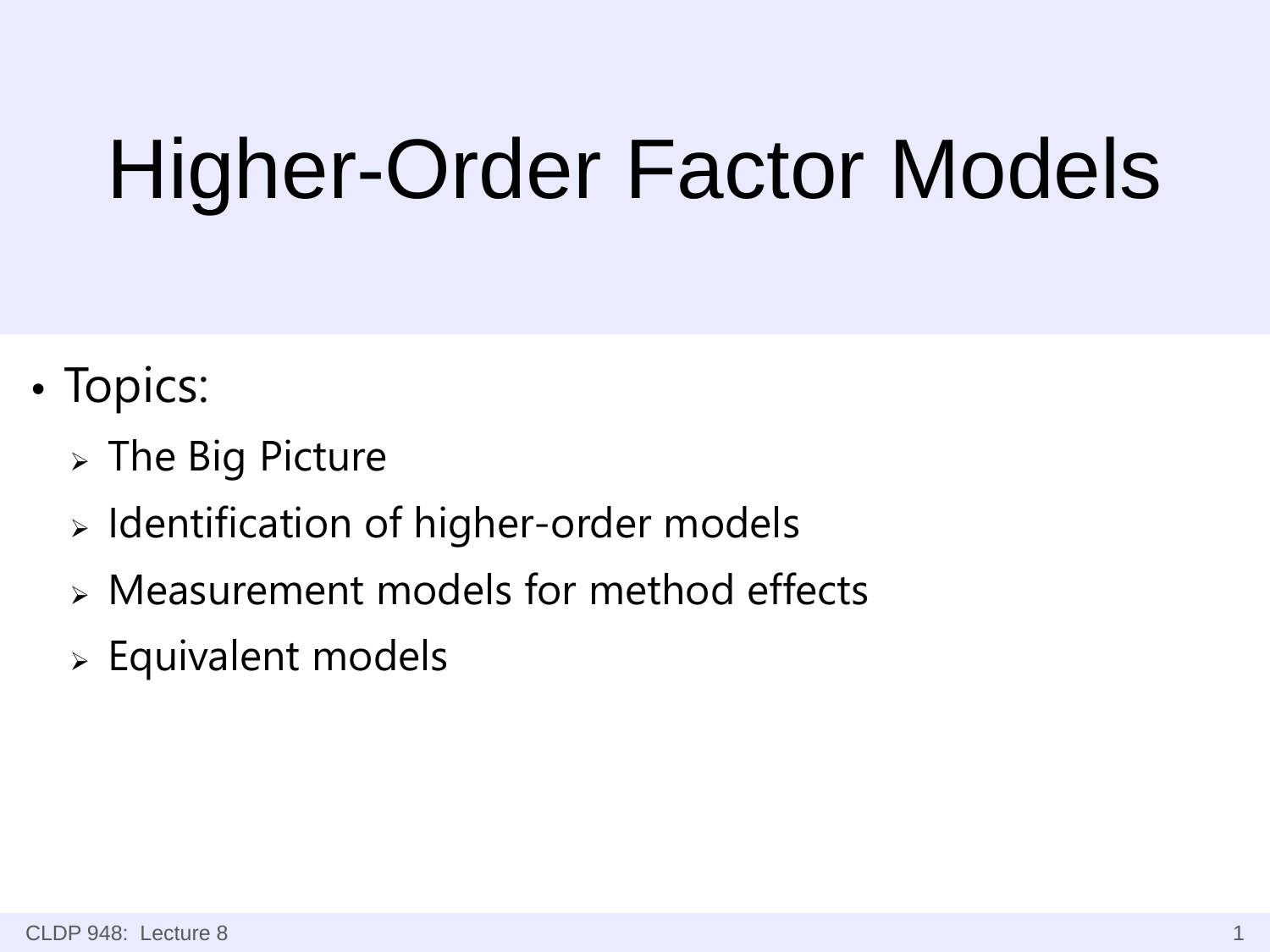# Higher-Order Factor Models

- Topics:
  - The Big Picture
  - Identification of higher-order models
  - Measurement models for method effects
  - Equivalent models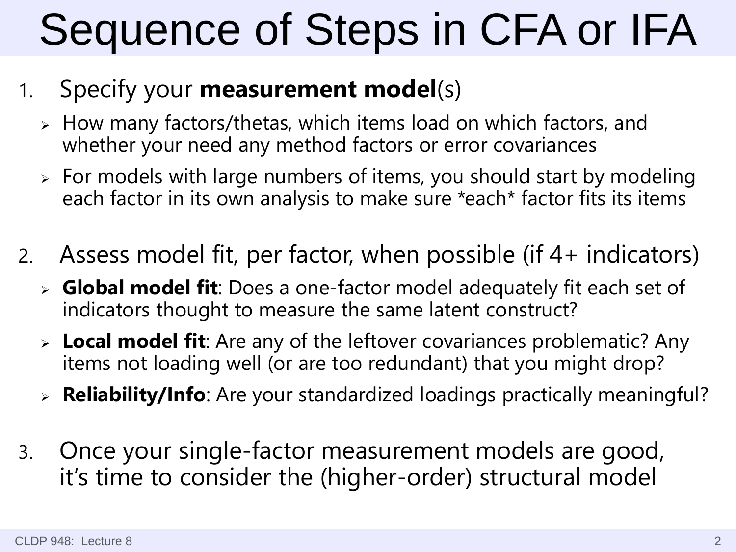# Sequence of Steps in CFA or IFA

1. Specify your **measurement model**(s)
   - How many factors/thetas, which items load on which factors, and whether your need any method factors or error covariances
   - For models with large numbers of items, you should start by modeling each factor in its own analysis to make sure *each* factor fits its items

2. Assess model fit, per factor, when possible (if 4+ indicators)
   - **Global model fit**: Does a one-factor model adequately fit each set of indicators thought to measure the same latent construct?
   - **Local model fit**: Are any of the leftover covariances problematic? Any items not loading well (or are too redundant) that you might drop?
   - **Reliability/Info**: Are your standardized loadings practically meaningful?

3. Once your single-factor measurement models are good, it's time to consider the (higher-order) structural model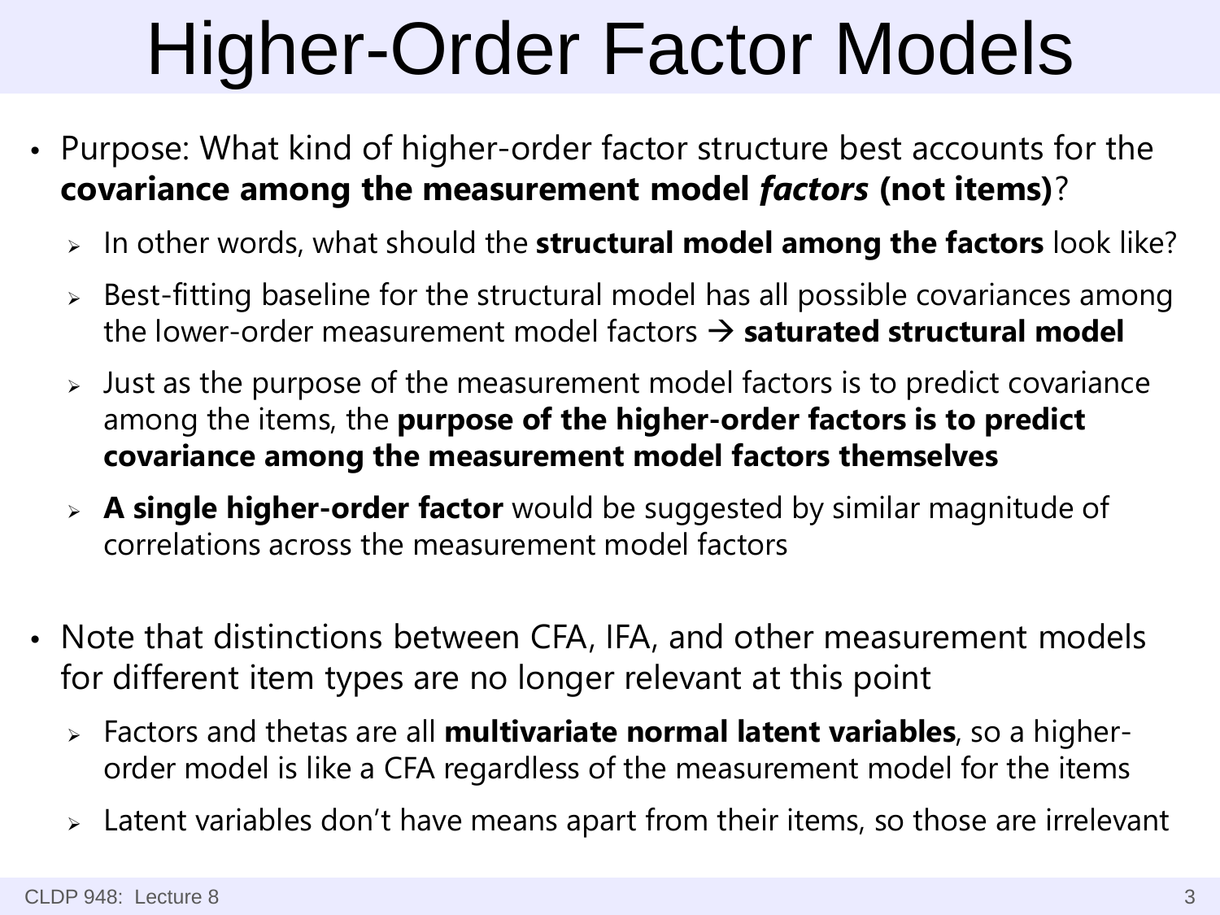# Higher-Order Factor Models

- Purpose: What kind of higher-order factor structure best accounts for the **covariance among the measurement model *factors* (not items)**?
  - In other words, what should the **structural model among the factors** look like?
  - Best-fitting baseline for the structural model has all possible covariances among the lower-order measurement model factors → **saturated structural model**
  - Just as the purpose of the measurement model factors is to predict covariance among the items, the **purpose of the higher-order factors is to predict covariance among the measurement model factors themselves**
  - **A single higher-order factor** would be suggested by similar magnitude of correlations across the measurement model factors

- Note that distinctions between CFA, IFA, and other measurement models for different item types are no longer relevant at this point
  - Factors and thetas are all **multivariate normal latent variables**, so a higher-order model is like a CFA regardless of the measurement model for the items
  - Latent variables don't have means apart from their items, so those are irrelevant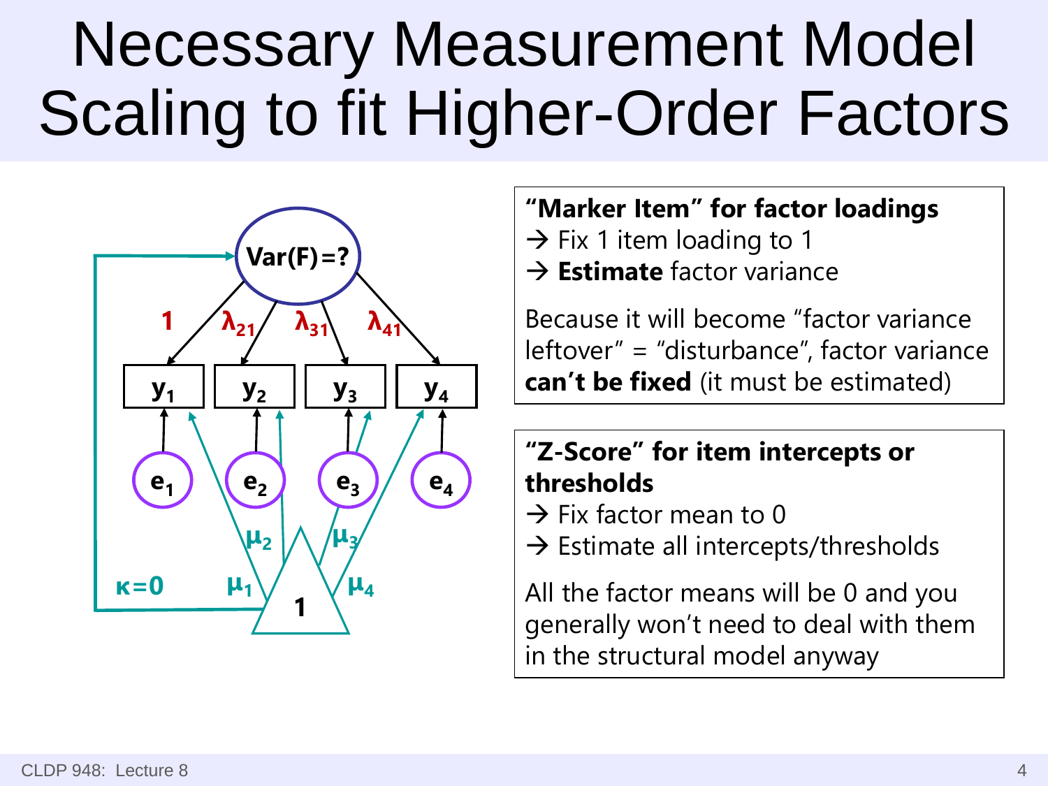# Necessary Measurement Model Scaling to fit Higher-Order Factors

**"Marker Item" for factor loadings**

→ Fix 1 item loading to 1

→ **Estimate** factor variance

Because it will become "factor variance leftover" = "disturbance", factor variance **can't be fixed** (it must be estimated)

**"Z-Score" for item intercepts or thresholds**

→ Fix factor mean to 0

→ Estimate all intercepts/thresholds

All the factor means will be 0 and you generally won't need to deal with them in the structural model anyway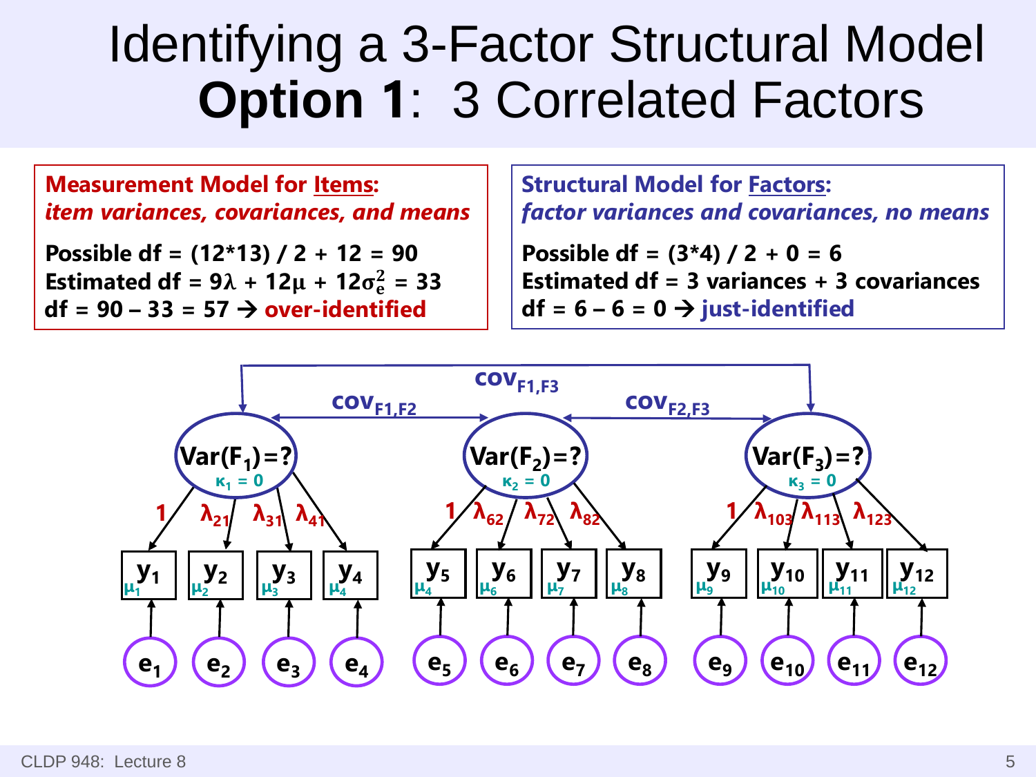# Identifying a 3-Factor Structural Model

# **Option 1**: 3 Correlated Factors

**Measurement Model for Items:**
***item variances, covariances, and means***

**Possible df = (12*13) / 2 + 12 = 90**
**Estimated df = $9\lambda + 12\mu + 12\sigma_e^2$ = 33**
**df = 90 – 33 = 57 → over-identified**

**Structural Model for Factors:**
***factor variances and covariances, no means***

**Possible df = (3*4) / 2 + 0 = 6**
**Estimated df = 3 variances + 3 covariances**
**df = 6 – 6 = 0 → just-identified**

$cov_{F1,F3}$

$cov_{F1,F2}$ $cov_{F2,F3}$

$Var(F_1)=?$ $\kappa_1 = 0$ $Var(F_2)=?$ $\kappa_2 = 0$ $Var(F_3)=?$ $\kappa_3 = 0$

1 $\lambda_{21}$ $\lambda_{31}$ $\lambda_{41}$ 1 $\lambda_{62}$ $\lambda_{72}$ $\lambda_{82}$ 1 $\lambda_{103}$ $\lambda_{113}$ $\lambda_{123}$

$y_1$ $\mu_1$ $y_2$ $\mu_2$ $y_3$ $\mu_3$ $y_4$ $\mu_4$ $y_5$ $\mu_4$ $y_6$ $\mu_6$ $y_7$ $\mu_7$ $y_8$ $\mu_8$ $y_9$ $\mu_9$ $y_{10}$ $\mu_{10}$ $y_{11}$ $\mu_{11}$ $y_{12}$ $\mu_{12}$

$e_1$ $e_2$ $e_3$ $e_4$ $e_5$ $e_6$ $e_7$ $e_8$ $e_9$ $e_{10}$ $e_{11}$ $e_{12}$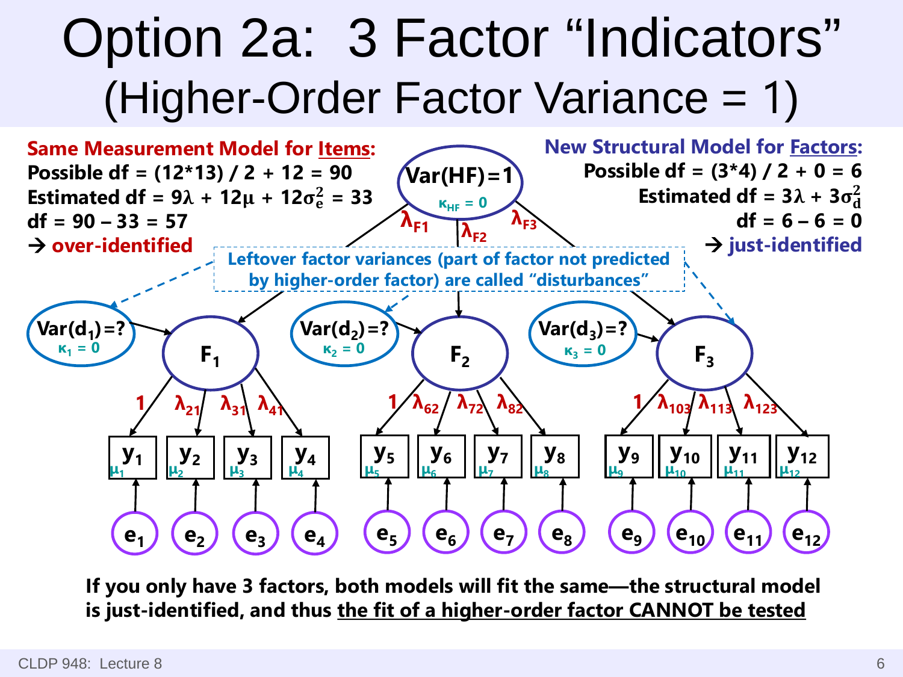# Option 2a: 3 Factor "Indicators" (Higher-Order Factor Variance = 1)

**Same Measurement Model for Items:**

**Possible df = (12*13) / 2 + 12 = 90**

**Estimated df = $9\lambda + 12\mu + 12\sigma^2_e$ = 33**

**df = 90 – 33 = 57**

**→ over-identified**

**New Structural Model for Factors:**

**Possible df = (3*4) / 2 + 0 = 6**

**Estimated df = $3\lambda + 3\sigma^2_d$**

**df = 6 – 6 = 0**

**→ just-identified**

Var(HF)=1, $\kappa_{HF} = 0$; loadings $\lambda_{F1}$, $\lambda_{F2}$, $\lambda_{F3}$

**Leftover factor variances (part of factor not predicted by higher-order factor) are called "disturbances"**

Var($d_1$)=?, $\kappa_1 = 0$ → $F_1$: loadings 1, $\lambda_{21}$, $\lambda_{31}$, $\lambda_{41}$ → $y_1$ ($\mu_1$), $y_2$ ($\mu_2$), $y_3$ ($\mu_3$), $y_4$ ($\mu_4$); errors $e_1$, $e_2$, $e_3$, $e_4$

Var($d_2$)=?, $\kappa_2 = 0$ → $F_2$: loadings 1, $\lambda_{62}$, $\lambda_{72}$, $\lambda_{82}$ → $y_5$ ($\mu_5$), $y_6$ ($\mu_6$), $y_7$ ($\mu_7$), $y_8$ ($\mu_8$); errors $e_5$, $e_6$, $e_7$, $e_8$

Var($d_3$)=?, $\kappa_3 = 0$ → $F_3$: loadings 1, $\lambda_{103}$, $\lambda_{113}$, $\lambda_{123}$ → $y_9$ ($\mu_9$), $y_{10}$ ($\mu_{10}$), $y_{11}$ ($\mu_{11}$), $y_{12}$ ($\mu_{12}$); errors $e_9$, $e_{10}$, $e_{11}$, $e_{12}$

**If you only have 3 factors, both models will fit the same—the structural model is just-identified, and thus the fit of a higher-order factor CANNOT be tested**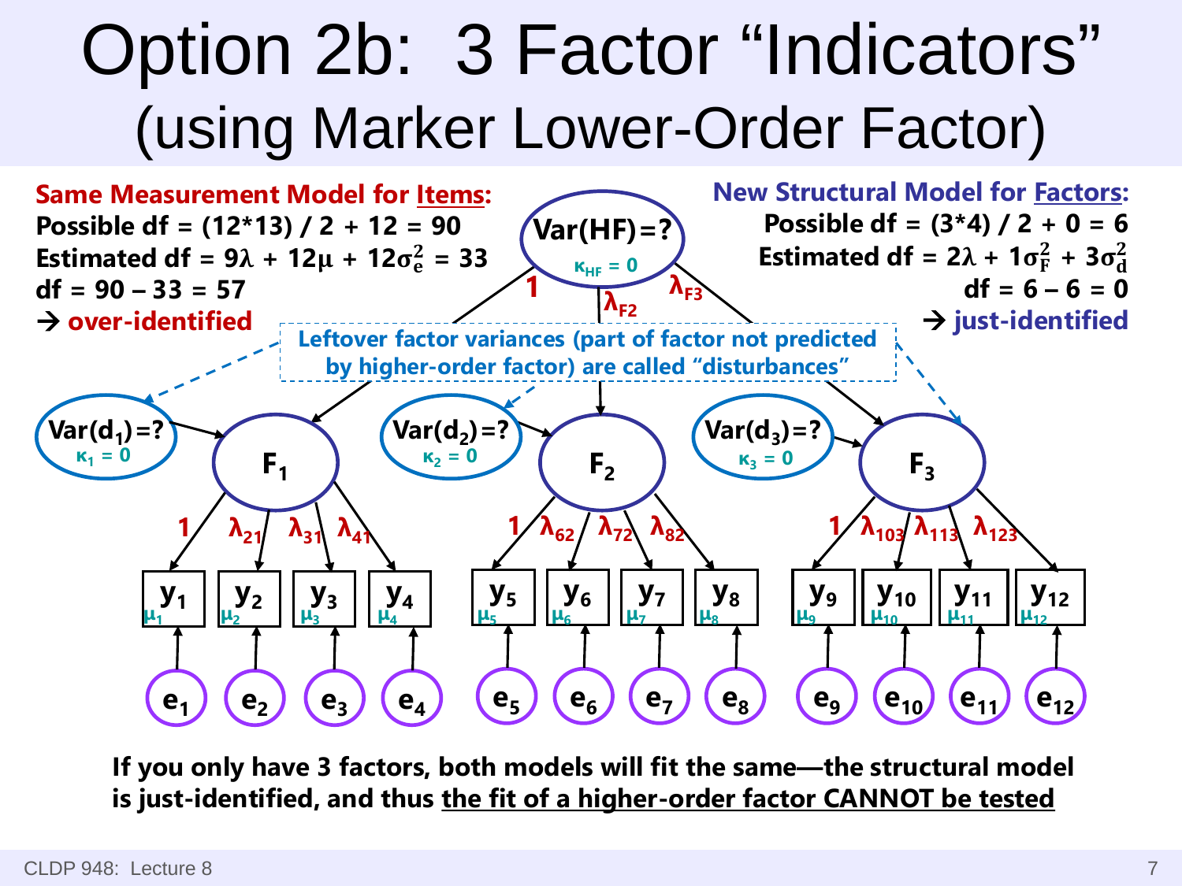# Option 2b: 3 Factor "Indicators" (using Marker Lower-Order Factor)

**Same Measurement Model for Items:**

**Possible df = (12*13) / 2 + 12 = 90**

**Estimated df = 9λ + 12μ + 12$\sigma_e^2$ = 33**

**df = 90 – 33 = 57**

**→ over-identified**

**New Structural Model for Factors:**

**Possible df = (3*4) / 2 + 0 = 6**

**Estimated df = 2λ + 1$\sigma_F^2$ + 3$\sigma_d^2$**

**df = 6 – 6 = 0**

**→ just-identified**

**Leftover factor variances (part of factor not predicted by higher-order factor) are called "disturbances"**

Var(HF)=? $\kappa_{HF} = 0$ ; loadings to factors: 1, $\lambda_{F2}$, $\lambda_{F3}$

Var($d_1$)=? $\kappa_1 = 0$ → $F_1$: 1, $\lambda_{21}$, $\lambda_{31}$, $\lambda_{41}$ → $y_1$–$y_4$ ($\mu_1$–$\mu_4$), $e_1$–$e_4$

Var($d_2$)=? $\kappa_2 = 0$ → $F_2$: 1, $\lambda_{62}$, $\lambda_{72}$, $\lambda_{82}$ → $y_5$–$y_8$ ($\mu_5$–$\mu_8$), $e_5$–$e_8$

Var($d_3$)=? $\kappa_3 = 0$ → $F_3$: 1, $\lambda_{103}$, $\lambda_{113}$, $\lambda_{123}$ → $y_9$–$y_{12}$ ($\mu_9$–$\mu_{12}$), $e_9$–$e_{12}$

**If you only have 3 factors, both models will fit the same—the structural model is just-identified, and thus the fit of a higher-order factor CANNOT be tested**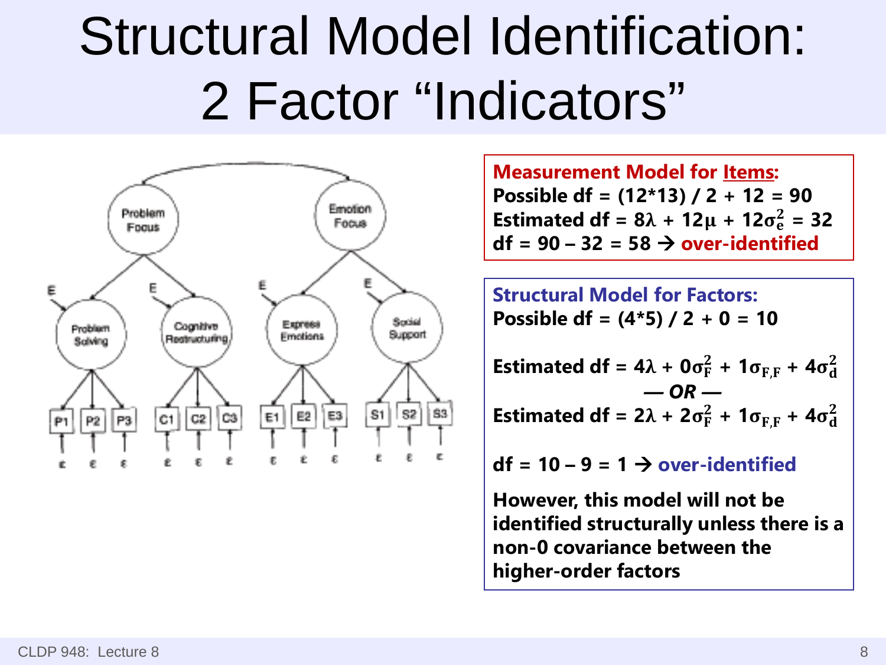# Structural Model Identification: 2 Factor "Indicators"

**Measurement Model for Items:**
**Possible df = (12*13) / 2 + 12 = 90**
**Estimated df = 8$\lambda$ + 12$\mu$ + 12$\sigma_e^2$ = 32**
**df = 90 – 32 = 58 → over-identified**

**Structural Model for Factors:**
**Possible df = (4*5) / 2 + 0 = 10**

**Estimated df = 4$\lambda$ + 0$\sigma_F^2$ + 1$\sigma_{F,F}$ + 4$\sigma_d^2$**

***— OR —***

**Estimated df = 2$\lambda$ + 2$\sigma_F^2$ + 1$\sigma_{F,F}$ + 4$\sigma_d^2$**

**df = 10 – 9 = 1 → over-identified**

**However, this model will not be identified structurally unless there is a non-0 covariance between the higher-order factors**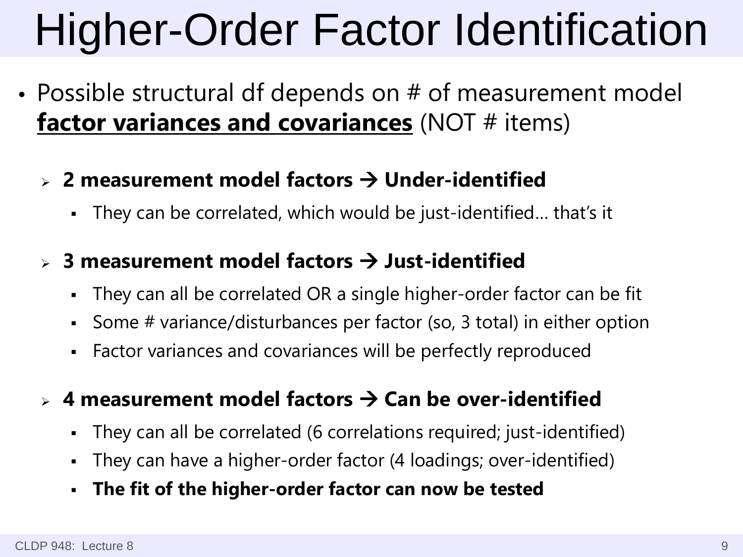# Higher-Order Factor Identification

- Possible structural df depends on # of measurement model **factor variances and covariances** (NOT # items)
  - **2 measurement model factors → Under-identified**
    - They can be correlated, which would be just-identified… that's it
  - **3 measurement model factors → Just-identified**
    - They can all be correlated OR a single higher-order factor can be fit
    - Some # variance/disturbances per factor (so, 3 total) in either option
    - Factor variances and covariances will be perfectly reproduced
  - **4 measurement model factors → Can be over-identified**
    - They can all be correlated (6 correlations required; just-identified)
    - They can have a higher-order factor (4 loadings; over-identified)
    - **The fit of the higher-order factor can now be tested**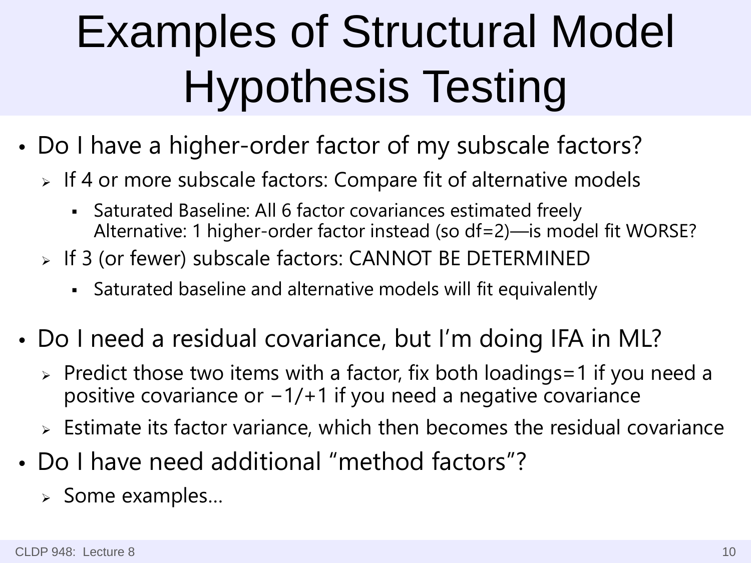# Examples of Structural Model Hypothesis Testing

- Do I have a higher-order factor of my subscale factors?
  - If 4 or more subscale factors: Compare fit of alternative models
    - Saturated Baseline: All 6 factor covariances estimated freely
      Alternative: 1 higher-order factor instead (so df=2)—is model fit WORSE?
  - If 3 (or fewer) subscale factors: CANNOT BE DETERMINED
    - Saturated baseline and alternative models will fit equivalently

- Do I need a residual covariance, but I'm doing IFA in ML?
  - Predict those two items with a factor, fix both loadings=1 if you need a positive covariance or −1/+1 if you need a negative covariance
  - Estimate its factor variance, which then becomes the residual covariance

- Do I have need additional "method factors"?
  - Some examples…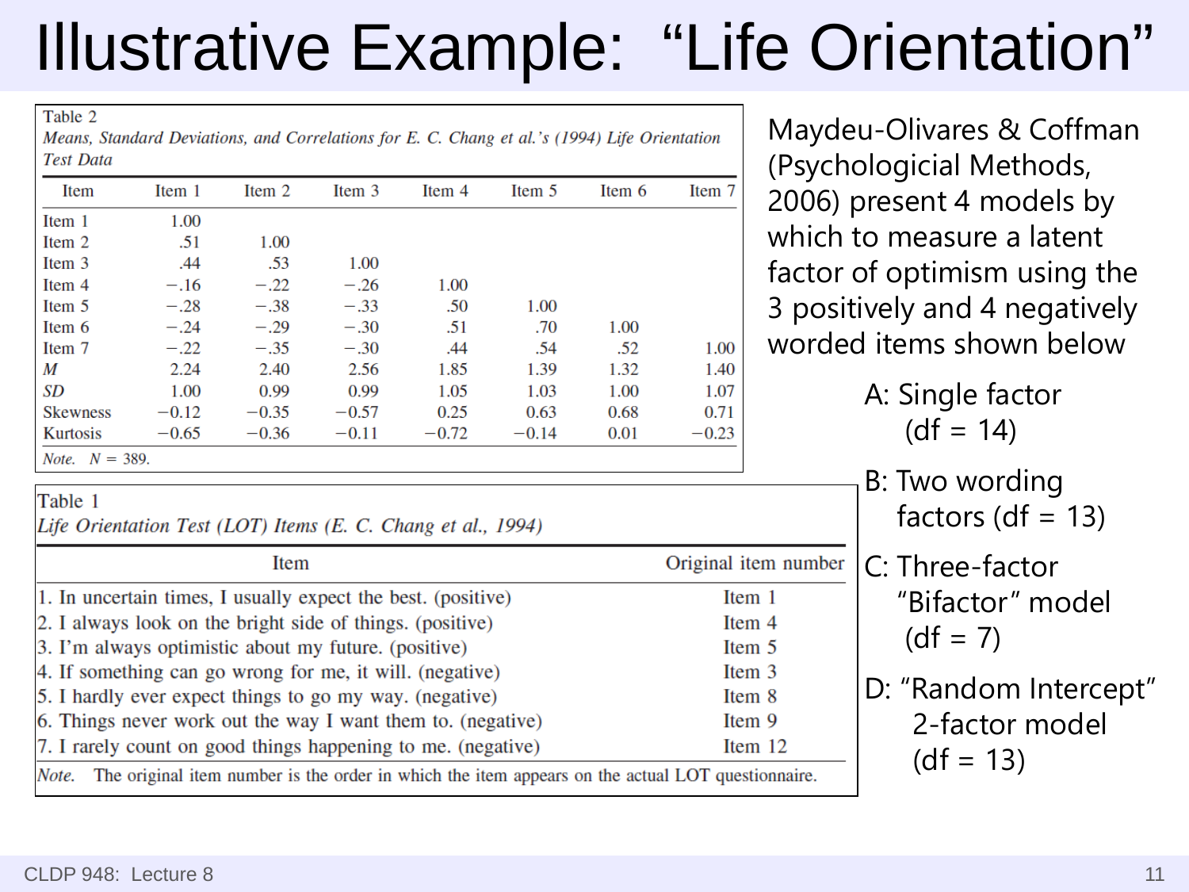# Illustrative Example: "Life Orientation"

Table 2

*Means, Standard Deviations, and Correlations for E. C. Chang et al.'s (1994) Life Orientation Test Data*

| Item | Item 1 | Item 2 | Item 3 | Item 4 | Item 5 | Item 6 | Item 7 |
|---|---|---|---|---|---|---|---|
| Item 1 | 1.00 | | | | | | |
| Item 2 | .51 | 1.00 | | | | | |
| Item 3 | .44 | .53 | 1.00 | | | | |
| Item 4 | −.16 | −.22 | −.26 | 1.00 | | | |
| Item 5 | −.28 | −.38 | −.33 | .50 | 1.00 | | |
| Item 6 | −.24 | −.29 | −.30 | .51 | .70 | 1.00 | |
| Item 7 | −.22 | −.35 | −.30 | .44 | .54 | .52 | 1.00 |
| *M* | 2.24 | 2.40 | 2.56 | 1.85 | 1.39 | 1.32 | 1.40 |
| *SD* | 1.00 | 0.99 | 0.99 | 1.05 | 1.03 | 1.00 | 1.07 |
| Skewness | −0.12 | −0.35 | −0.57 | 0.25 | 0.63 | 0.68 | 0.71 |
| Kurtosis | −0.65 | −0.36 | −0.11 | −0.72 | −0.14 | 0.01 | −0.23 |

*Note.* $N = 389$.

Table 1

*Life Orientation Test (LOT) Items (E. C. Chang et al., 1994)*

| Item | Original item number |
|---|---|
| 1. In uncertain times, I usually expect the best. (positive) | Item 1 |
| 2. I always look on the bright side of things. (positive) | Item 4 |
| 3. I'm always optimistic about my future. (positive) | Item 5 |
| 4. If something can go wrong for me, it will. (negative) | Item 3 |
| 5. I hardly ever expect things to go my way. (negative) | Item 8 |
| 6. Things never work out the way I want them to. (negative) | Item 9 |
| 7. I rarely count on good things happening to me. (negative) | Item 12 |

*Note.* The original item number is the order in which the item appears on the actual LOT questionnaire.

Maydeu-Olivares & Coffman (Psychological Methods, 2006) present 4 models by which to measure a latent factor of optimism using the 3 positively and 4 negatively worded items shown below

- A: Single factor (df = 14)
- B: Two wording factors (df = 13)
- C: Three-factor "Bifactor" model (df = 7)
- D: "Random Intercept" 2-factor model (df = 13)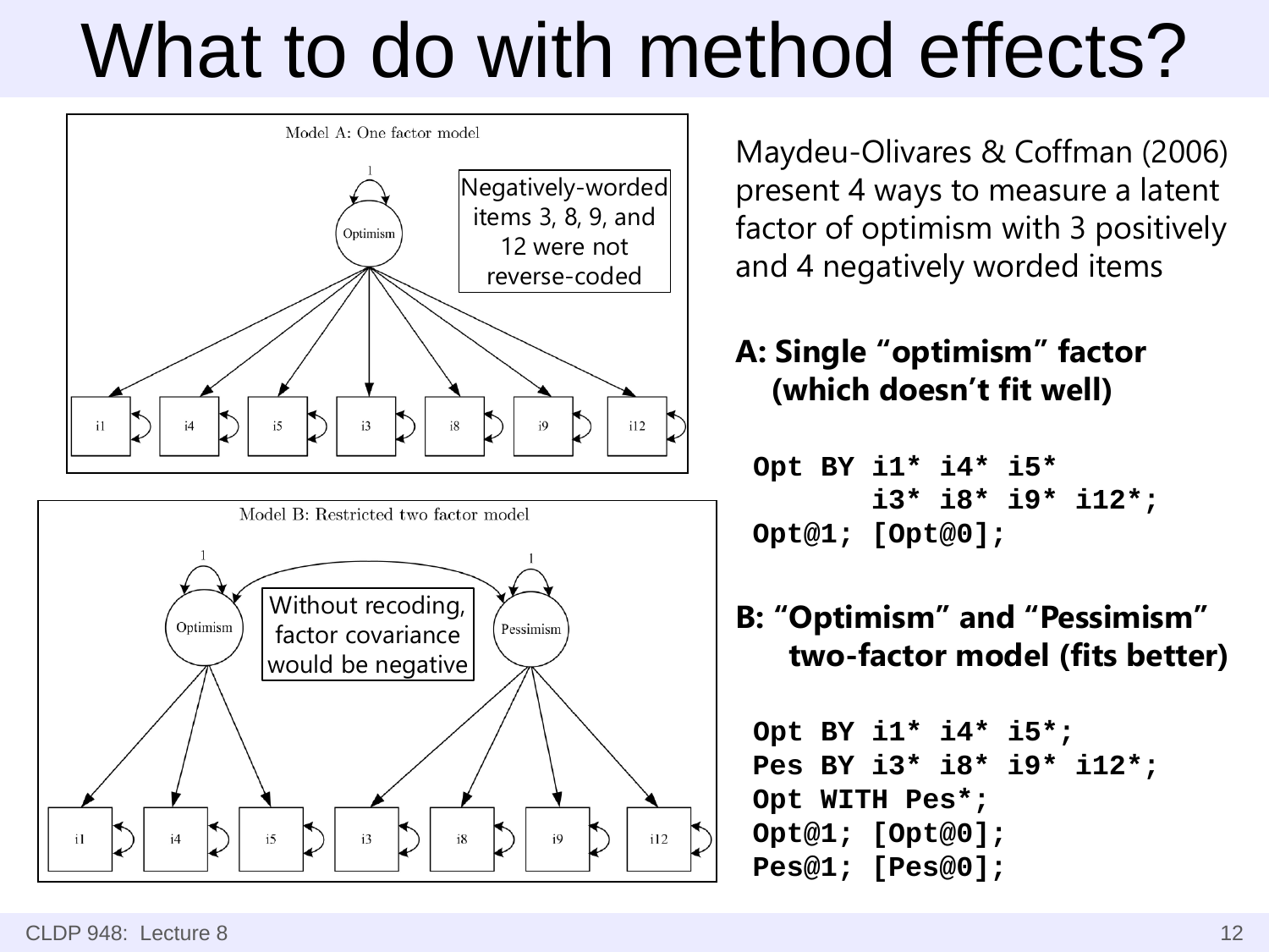# What to do with method effects?

Model A: One factor model

Negatively-worded items 3, 8, 9, and 12 were not reverse-coded

Model B: Restricted two factor model

Without recoding, factor covariance would be negative

Maydeu-Olivares & Coffman (2006) present 4 ways to measure a latent factor of optimism with 3 positively and 4 negatively worded items

**A: Single "optimism" factor (which doesn't fit well)**

```
Opt BY i1* i4* i5*
       i3* i8* i9* i12*;
Opt@1; [Opt@0];
```

**B: "Optimism" and "Pessimism" two-factor model (fits better)**

```
Opt BY i1* i4* i5*;
Pes BY i3* i8* i9* i12*;
Opt WITH Pes*;
Opt@1; [Opt@0];
Pes@1; [Pes@0];
```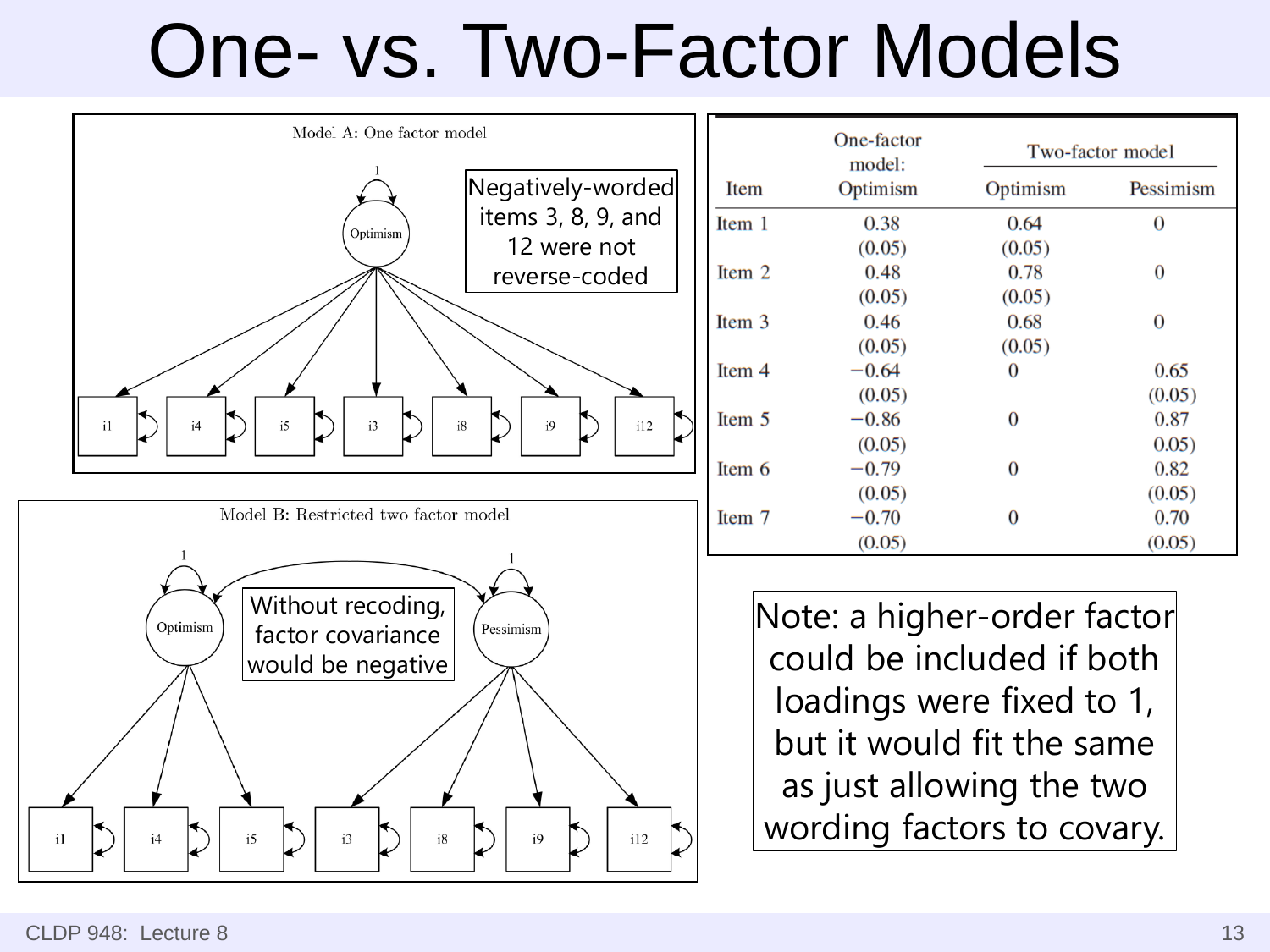# One- vs. Two-Factor Models

Model A: One factor model

Negatively-worded items 3, 8, 9, and 12 were not reverse-coded

Model B: Restricted two factor model

Without recoding, factor covariance would be negative

| Item | One-factor model: Optimism | Two-factor model | |
|---|---|---|---|
| | | Optimism | Pessimism |
| Item 1 | 0.38 | 0.64 | 0 |
| | (0.05) | (0.05) | |
| Item 2 | 0.48 | 0.78 | 0 |
| | (0.05) | (0.05) | |
| Item 3 | 0.46 | 0.68 | 0 |
| | (0.05) | (0.05) | |
| Item 4 | −0.64 | 0 | 0.65 |
| | (0.05) | | (0.05) |
| Item 5 | −0.86 | 0 | 0.87 |
| | (0.05) | | 0.05) |
| Item 6 | −0.79 | 0 | 0.82 |
| | (0.05) | | (0.05) |
| Item 7 | −0.70 | 0 | 0.70 |
| | (0.05) | | (0.05) |

Note: a higher-order factor could be included if both loadings were fixed to 1, but it would fit the same as just allowing the two wording factors to covary.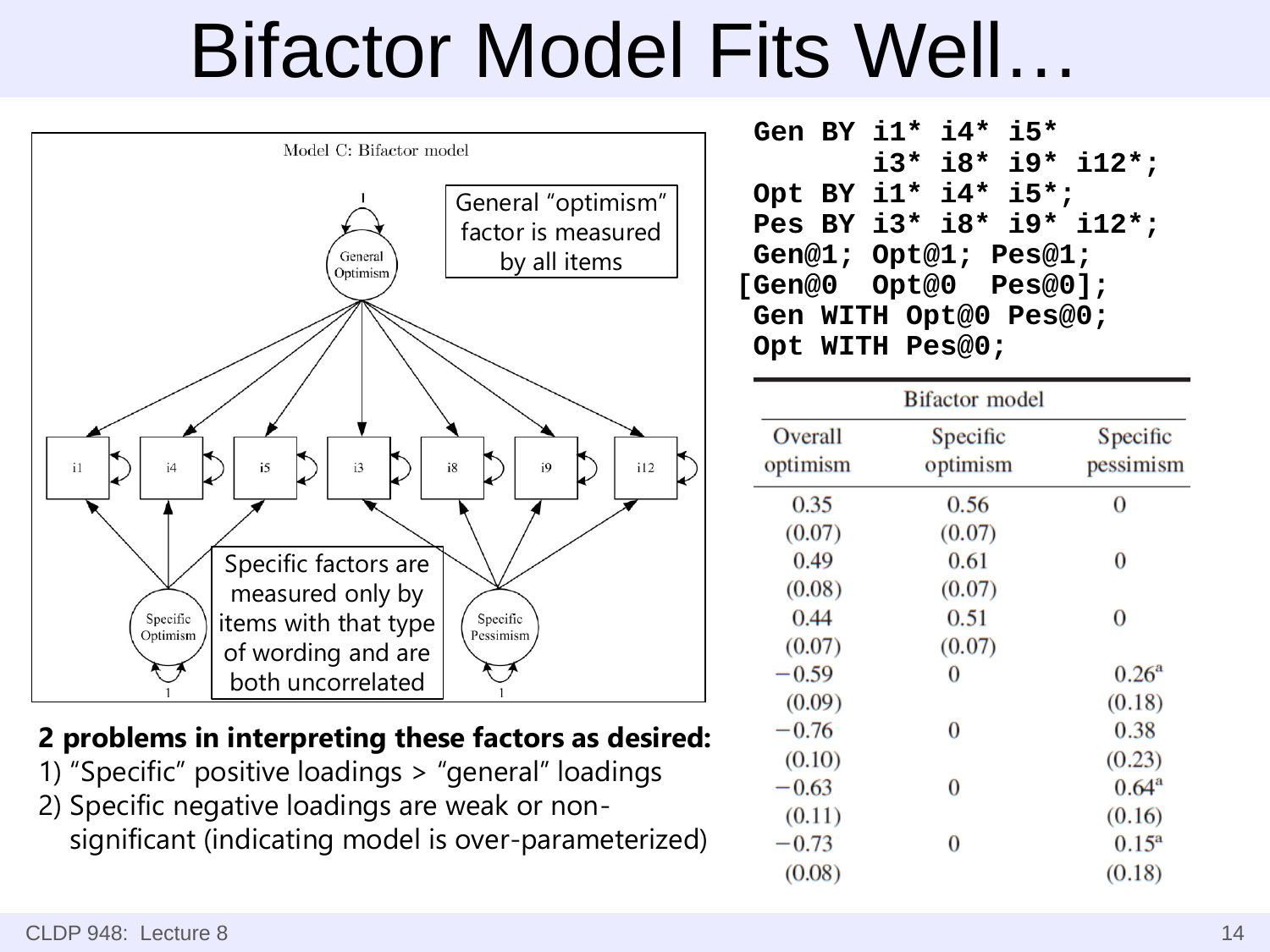# Bifactor Model Fits Well…

Model C: Bifactor model

General "optimism" factor is measured by all items

Specific factors are measured only by items with that type of wording and are both uncorrelated

**2 problems in interpreting these factors as desired:**

1) "Specific" positive loadings > "general" loadings
2) Specific negative loadings are weak or non-significant (indicating model is over-parameterized)

```
 Gen BY i1* i4* i5*
        i3* i8* i9* i12*;
 Opt BY i1* i4* i5*;
 Pes BY i3* i8* i9* i12*;
 Gen@1; Opt@1; Pes@1;
[Gen@0  Opt@0  Pes@0];
 Gen WITH Opt@0 Pes@0;
 Opt WITH Pes@0;
```

| Bifactor model | | |
|---|---|---|
| Overall optimism | Specific optimism | Specific pessimism |
| 0.35 (0.07) | 0.56 (0.07) | 0 |
| 0.49 (0.08) | 0.61 (0.07) | 0 |
| 0.44 (0.07) | 0.51 (0.07) | 0 |
| −0.59 (0.09) | 0 | 0.26[a] (0.18) |
| −0.76 (0.10) | 0 | 0.38 (0.23) |
| −0.63 (0.11) | 0 | 0.64[a] (0.16) |
| −0.73 (0.08) | 0 | 0.15[a] (0.18) |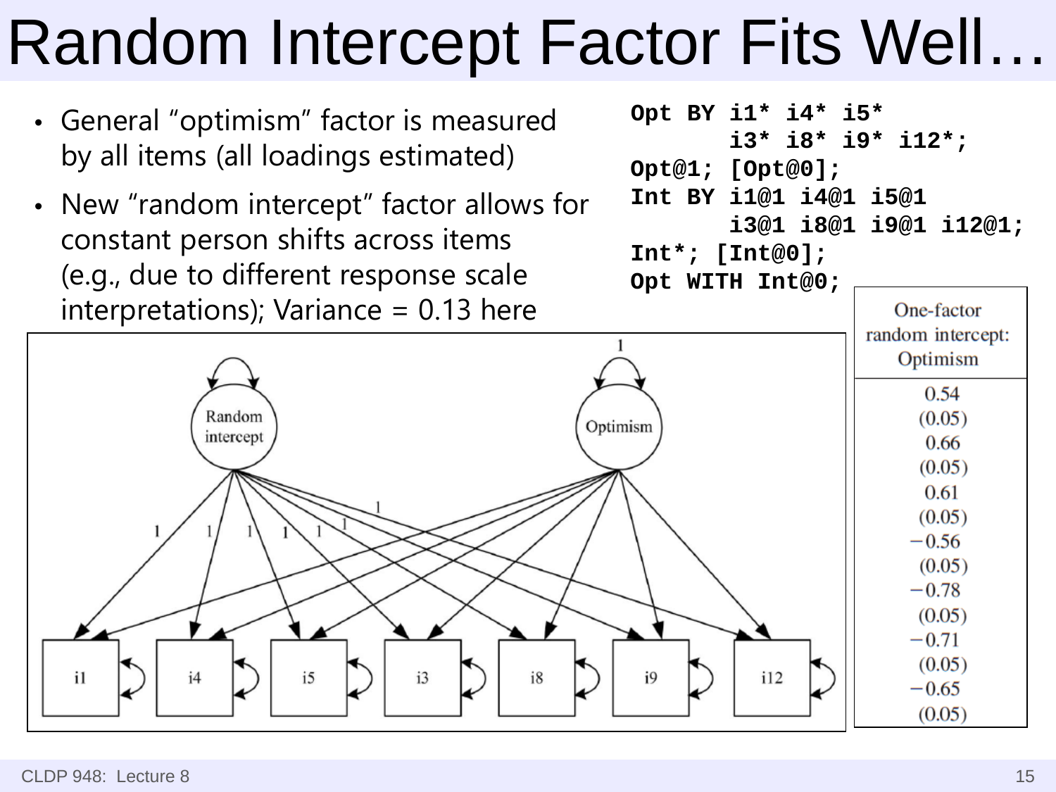# Random Intercept Factor Fits Well…

- General "optimism" factor is measured by all items (all loadings estimated)
- New "random intercept" factor allows for constant person shifts across items (e.g., due to different response scale interpretations); Variance = 0.13 here

```
Opt BY i1* i4* i5*
       i3* i8* i9* i12*;
Opt@1; [Opt@0];
Int BY i1@1 i4@1 i5@1
       i3@1 i8@1 i9@1 i12@1;
Int*; [Int@0];
Opt WITH Int@0;
```

| One-factor random intercept: Optimism |
|---|
| 0.54 |
| (0.05) |
| 0.66 |
| (0.05) |
| 0.61 |
| (0.05) |
| −0.56 |
| (0.05) |
| −0.78 |
| (0.05) |
| −0.71 |
| (0.05) |
| −0.65 |
| (0.05) |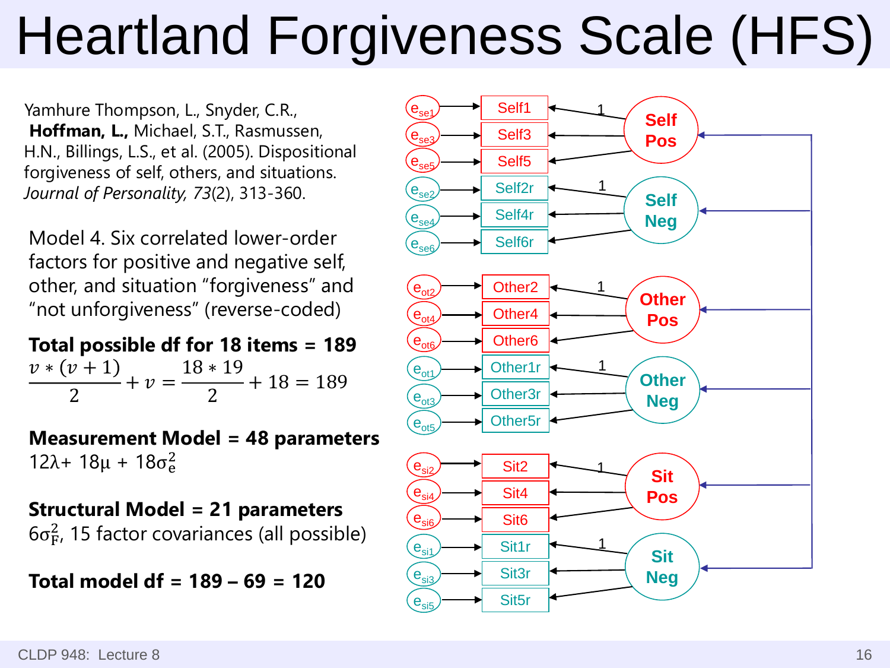# Heartland Forgiveness Scale (HFS)

Yamhure Thompson, L., Snyder, C.R., **Hoffman, L.,** Michael, S.T., Rasmussen, H.N., Billings, L.S., et al. (2005). Dispositional forgiveness of self, others, and situations. *Journal of Personality, 73*(2), 313-360.

Model 4. Six correlated lower-order factors for positive and negative self, other, and situation "forgiveness" and "not unforgiveness" (reverse-coded)

**Total possible df for 18 items = 189**

$$\frac{v*(v+1)}{2}+v=\frac{18*19}{2}+18=189$$

**Measurement Model = 48 parameters**

$12\lambda + 18\mu + 18\sigma^2_e$

**Structural Model = 21 parameters**

$6\sigma^2_F$, 15 factor covariances (all possible)

**Total model df = 189 – 69 = 120**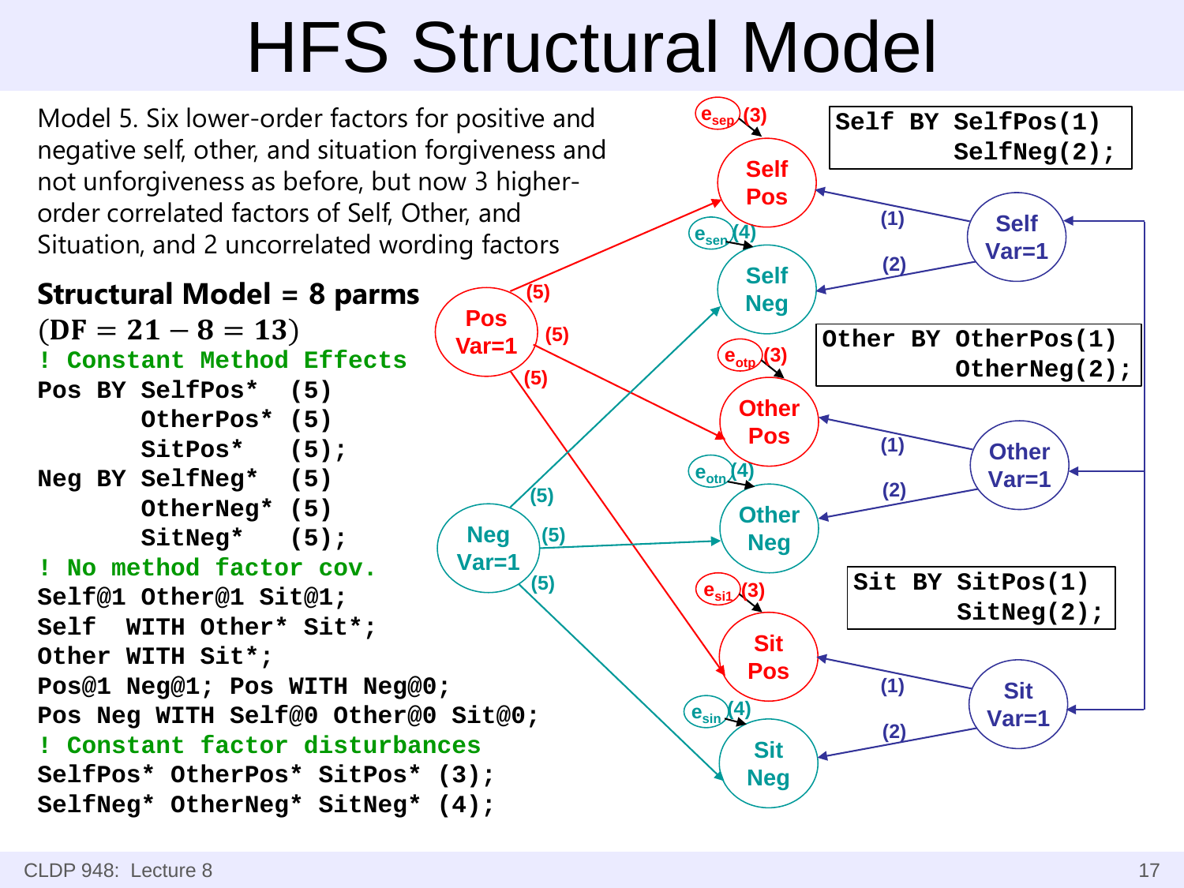# HFS Structural Model

Model 5. Six lower-order factors for positive and negative self, other, and situation forgiveness and not unforgiveness as before, but now 3 higher-order correlated factors of Self, Other, and Situation, and 2 uncorrelated wording factors

**Structural Model = 8 parms**

$(\mathbf{DF} = 21 - 8 = 13)$

```
! Constant Method Effects
Pos BY SelfPos*  (5)
       OtherPos* (5)
       SitPos*   (5);
Neg BY SelfNeg*  (5)
       OtherNeg* (5)
       SitNeg*   (5);
! No method factor cov.
Self@1 Other@1 Sit@1;
Self  WITH Other* Sit*;
Other WITH Sit*;
Pos@1 Neg@1; Pos WITH Neg@0;
Pos Neg WITH Self@0 Other@0 Sit@0;
! Constant factor disturbances
SelfPos* OtherPos* SitPos* (3);
SelfNeg* OtherNeg* SitNeg* (4);
```

```
Self BY SelfPos(1)
        SelfNeg(2);
```

```
Other BY OtherPos(1)
         OtherNeg(2);
```

```
Sit BY SitPos(1)
       SitNeg(2);
```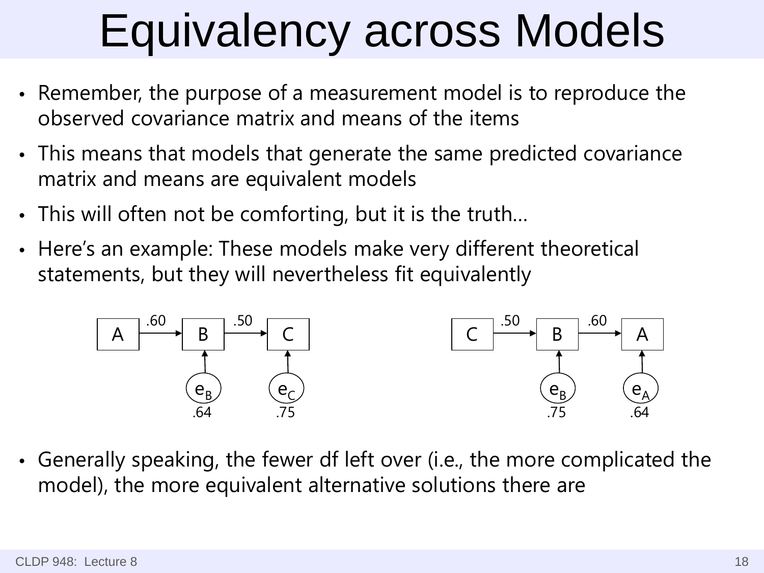# Equivalency across Models

- Remember, the purpose of a measurement model is to reproduce the observed covariance matrix and means of the items
- This means that models that generate the same predicted covariance matrix and means are equivalent models
- This will often not be comforting, but it is the truth…
- Here's an example: These models make very different theoretical statements, but they will nevertheless fit equivalently

A →(.60) B →(.50) C; $e_B$ (.64) → B; $e_C$ (.75) → C

C →(.50) B →(.60) A; $e_B$ (.75) → B; $e_A$ (.64) → A

- Generally speaking, the fewer df left over (i.e., the more complicated the model), the more equivalent alternative solutions there are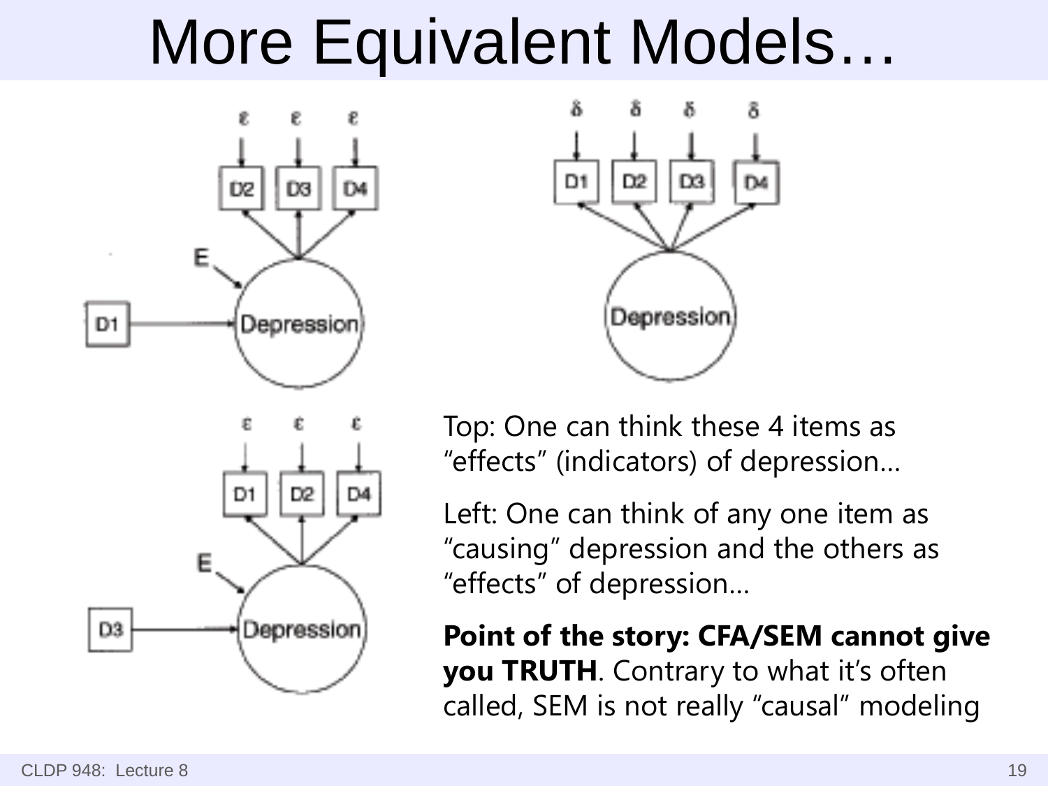# More Equivalent Models…

Top: One can think these 4 items as "effects" (indicators) of depression…

Left: One can think of any one item as "causing" depression and the others as "effects" of depression…

**Point of the story: CFA/SEM cannot give you TRUTH**. Contrary to what it's often called, SEM is not really "causal" modeling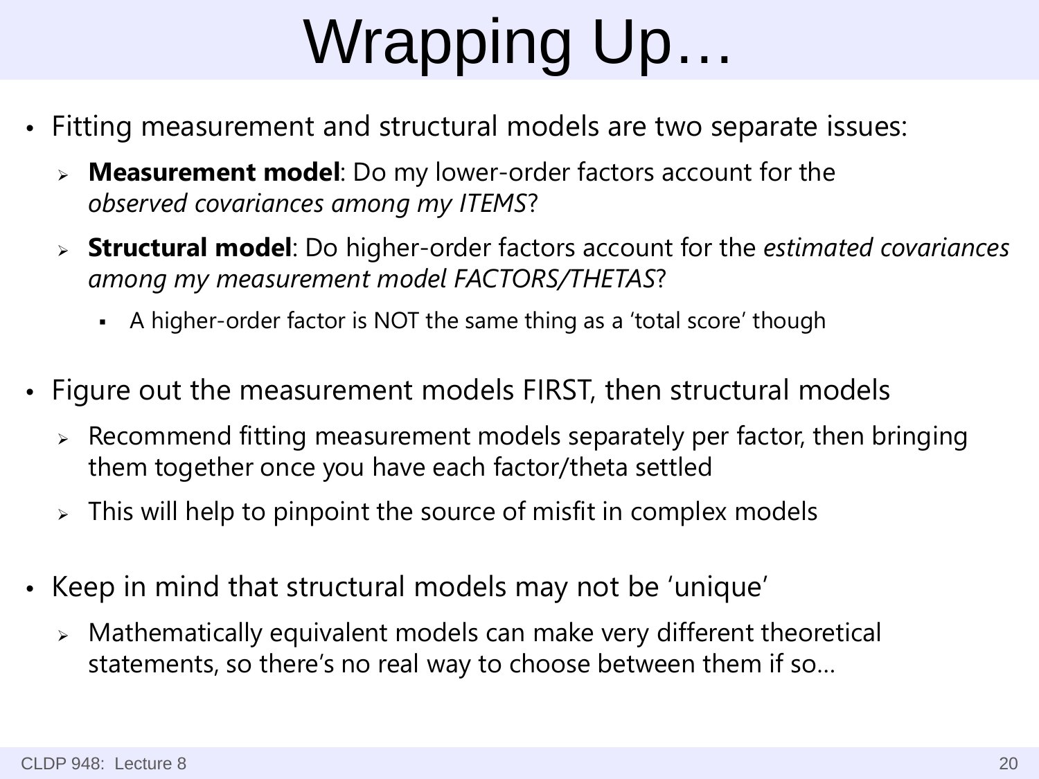# Wrapping Up…

- Fitting measurement and structural models are two separate issues:
  - **Measurement model**: Do my lower-order factors account for the *observed covariances among my ITEMS*?
  - **Structural model**: Do higher-order factors account for the *estimated covariances among my measurement model FACTORS/THETAS*?
    - A higher-order factor is NOT the same thing as a 'total score' though
- Figure out the measurement models FIRST, then structural models
  - Recommend fitting measurement models separately per factor, then bringing them together once you have each factor/theta settled
  - This will help to pinpoint the source of misfit in complex models
- Keep in mind that structural models may not be 'unique'
  - Mathematically equivalent models can make very different theoretical statements, so there's no real way to choose between them if so…